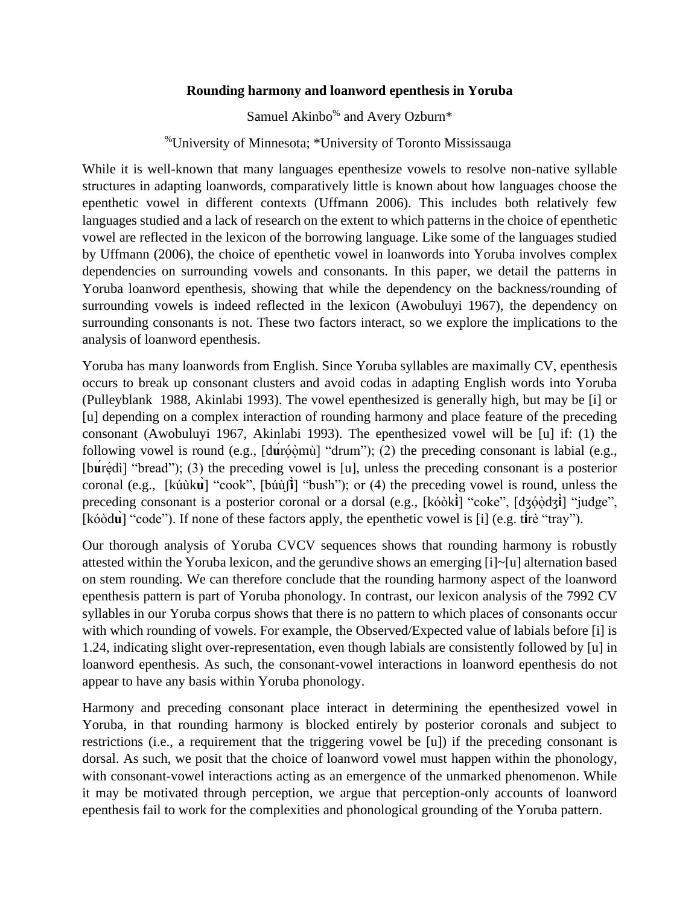**Rounding harmony and loanword epenthesis in Yoruba**

Samuel Akinbo[%] and Avery Ozburn*

[%]University of Minnesota; *University of Toronto Mississauga

While it is well-known that many languages epenthesize vowels to resolve non-native syllable structures in adapting loanwords, comparatively little is known about how languages choose the epenthetic vowel in different contexts (Uffmann 2006). This includes both relatively few languages studied and a lack of research on the extent to which patterns in the choice of epenthetic vowel are reflected in the lexicon of the borrowing language. Like some of the languages studied by Uffmann (2006), the choice of epenthetic vowel in loanwords into Yoruba involves complex dependencies on surrounding vowels and consonants. In this paper, we detail the patterns in Yoruba loanword epenthesis, showing that while the dependency on the backness/rounding of surrounding vowels is indeed reflected in the lexicon (Awobuluyi 1967), the dependency on surrounding consonants is not. These two factors interact, so we explore the implications to the analysis of loanword epenthesis.

Yoruba has many loanwords from English. Since Yoruba syllables are maximally CV, epenthesis occurs to break up consonant clusters and avoid codas in adapting English words into Yoruba (Pulleyblank 1988, Akinlabi 1993). The vowel epenthesized is generally high, but may be [i] or [u] depending on a complex interaction of rounding harmony and place feature of the preceding consonant (Awobuluyi 1967, Akinlabi 1993). The epenthesized vowel will be [u] if: (1) the following vowel is round (e.g., [d**ú**rọ́ọ̀mù] "drum"); (2) the preceding consonant is labial (e.g., [b**ú**rẹ́dì] "bread"); (3) the preceding vowel is [u], unless the preceding consonant is a posterior coronal (e.g., [kúùk**ù**] "cook", [búùʃ**ì**] "bush"); or (4) the preceding vowel is round, unless the preceding consonant is a posterior coronal or a dorsal (e.g., [kóòk**ì**] "coke", [dʒọ́ọ̀dʒ**ì**] "judge", [kóòd**ù**] "code"). If none of these factors apply, the epenthetic vowel is [i] (e.g. t**í**rè "tray").

Our thorough analysis of Yoruba CVCV sequences shows that rounding harmony is robustly attested within the Yoruba lexicon, and the gerundive shows an emerging [i]~[u] alternation based on stem rounding. We can therefore conclude that the rounding harmony aspect of the loanword epenthesis pattern is part of Yoruba phonology. In contrast, our lexicon analysis of the 7992 CV syllables in our Yoruba corpus shows that there is no pattern to which places of consonants occur with which rounding of vowels. For example, the Observed/Expected value of labials before [i] is 1.24, indicating slight over-representation, even though labials are consistently followed by [u] in loanword epenthesis. As such, the consonant-vowel interactions in loanword epenthesis do not appear to have any basis within Yoruba phonology.

Harmony and preceding consonant place interact in determining the epenthesized vowel in Yoruba, in that rounding harmony is blocked entirely by posterior coronals and subject to restrictions (i.e., a requirement that the triggering vowel be [u]) if the preceding consonant is dorsal. As such, we posit that the choice of loanword vowel must happen within the phonology, with consonant-vowel interactions acting as an emergence of the unmarked phenomenon. While it may be motivated through perception, we argue that perception-only accounts of loanword epenthesis fail to work for the complexities and phonological grounding of the Yoruba pattern.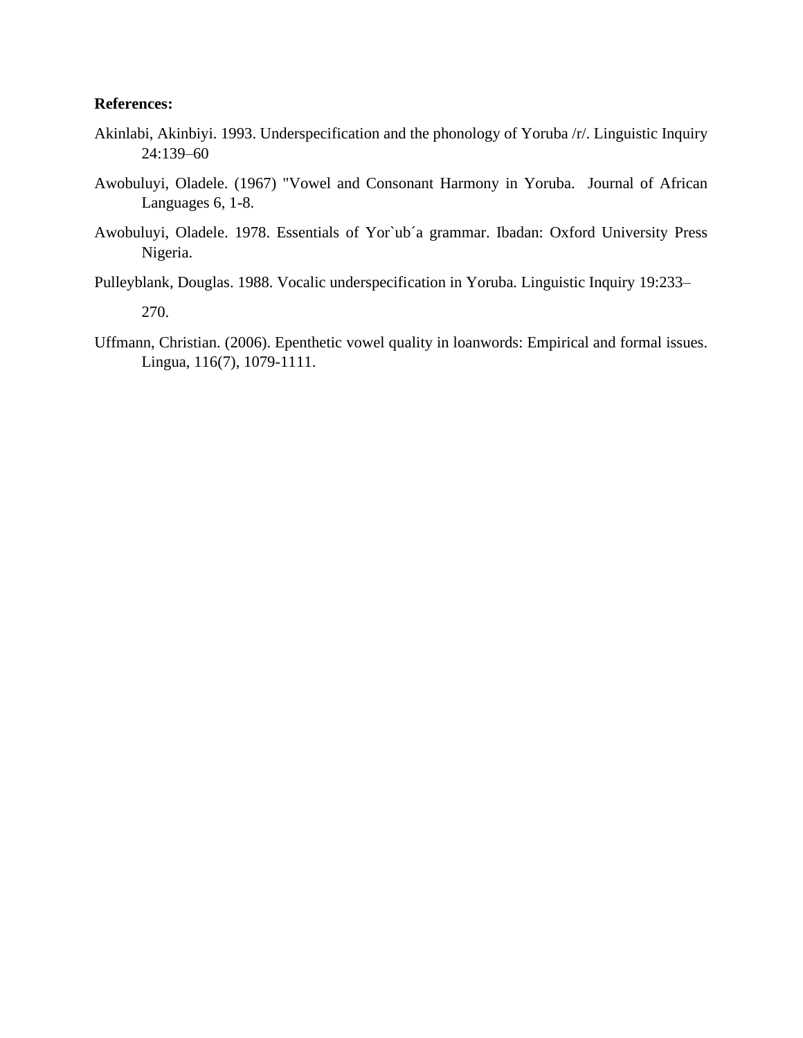**References:**

Akinlabi, Akinbiyi. 1993. Underspecification and the phonology of Yoruba /r/. Linguistic Inquiry 24:139–60

Awobuluyi, Oladele. (1967) "Vowel and Consonant Harmony in Yoruba. Journal of African Languages 6, 1-8.

Awobuluyi, Oladele. 1978. Essentials of Yor`ub´a grammar. Ibadan: Oxford University Press Nigeria.

Pulleyblank, Douglas. 1988. Vocalic underspecification in Yoruba. Linguistic Inquiry 19:233–270.

Uffmann, Christian. (2006). Epenthetic vowel quality in loanwords: Empirical and formal issues. Lingua, 116(7), 1079-1111.